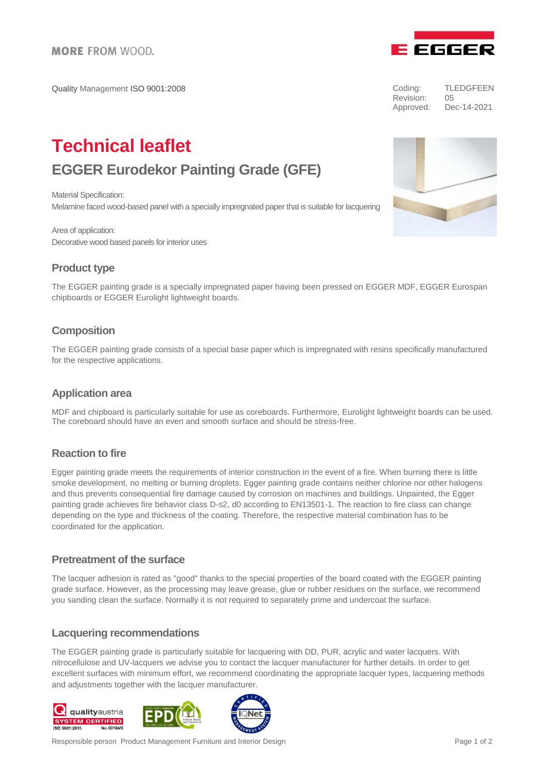MORE FROM WOOD.

Quality Management ISO 9001:2008

Coding: TLEDGFEEN
Revision: 05
Approved: Dec-14-2021

# Technical leaflet

## EGGER Eurodekor Painting Grade (GFE)

Material Specification:
Melamine faced wood-based panel with a specially impregnated paper that is suitable for lacquering

Area of application:
Decorative wood based panels for interior uses

### Product type

The EGGER painting grade is a specially impregnated paper having been pressed on EGGER MDF, EGGER Eurospan chipboards or EGGER Eurolight lightweight boards.

### Composition

The EGGER painting grade consists of a special base paper which is impregnated with resins specifically manufactured for the respective applications.

### Application area

MDF and chipboard is particularly suitable for use as coreboards. Furthermore, Eurolight lightweight boards can be used. The coreboard should have an even and smooth surface and should be stress-free.

### Reaction to fire

Egger painting grade meets the requirements of interior construction in the event of a fire. When burning there is little smoke development, no melting or burning droplets. Egger painting grade contains neither chlorine nor other halogens and thus prevents consequential fire damage caused by corrosion on machines and buildings. Unpainted, the Egger painting grade achieves fire behavior class D-s2, d0 according to EN13501-1. The reaction to fire class can change depending on the type and thickness of the coating. Therefore, the respective material combination has to be coordinated for the application.

### Pretreatment of the surface

The lacquer adhesion is rated as "good" thanks to the special properties of the board coated with the EGGER painting grade surface. However, as the processing may leave grease, glue or rubber residues on the surface, we recommend you sanding clean the surface. Normally it is not required to separately prime and undercoat the surface.

### Lacquering recommendations

The EGGER painting grade is particularly suitable for lacquering with DD, PUR, acrylic and water lacquers. With nitrocellulose and UV-lacquers we advise you to contact the lacquer manufacturer for further details. In order to get excellent surfaces with minimum effort, we recommend coordinating the appropriate lacquer types, lacquering methods and adjustments together with the lacquer manufacturer.

Responsible person Product Management Furniture and Interior Design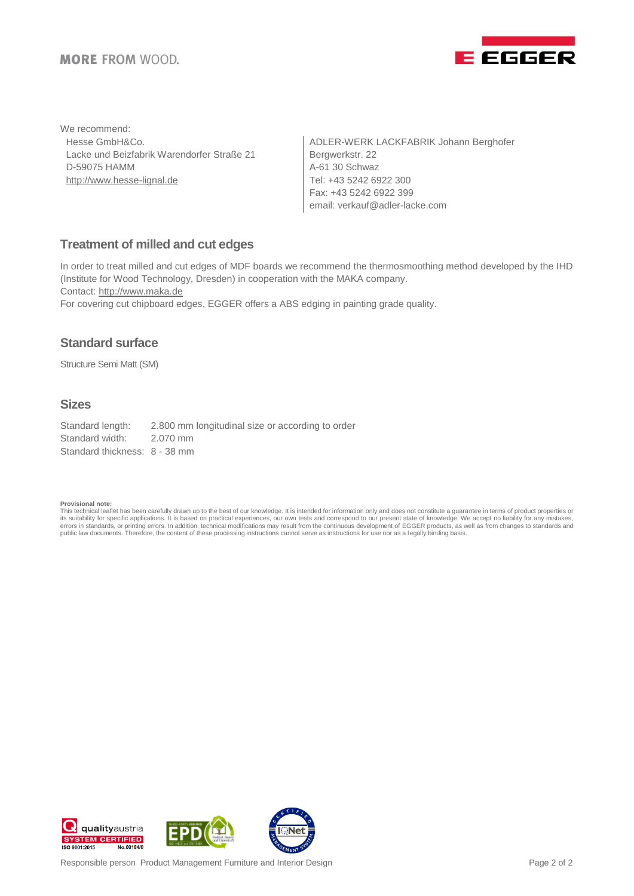We recommend:

Hesse GmbH&Co.
Lacke und Beizfabrik Warendorfer Straße 21
D-59075 HAMM
http://www.hesse-lignal.de

ADLER-WERK LACKFABRIK Johann Berghofer
Bergwerkstr. 22
A-61 30 Schwaz
Tel: +43 5242 6922 300
Fax: +43 5242 6922 399
email: verkauf@adler-lacke.com

## Treatment of milled and cut edges

In order to treat milled and cut edges of MDF boards we recommend the thermosmoothing method developed by the IHD (Institute for Wood Technology, Dresden) in cooperation with the MAKA company.
Contact: http://www.maka.de
For covering cut chipboard edges, EGGER offers a ABS edging in painting grade quality.

## Standard surface

Structure Semi Matt (SM)

## Sizes

| | |
|---|---|
| Standard length: | 2.800 mm longitudinal size or according to order |
| Standard width: | 2.070 mm |
| Standard thickness: | 8 - 38 mm |

**Provisional note:**
This technical leaflet has been carefully drawn up to the best of our knowledge. It is intended for information only and does not constitute a guarantee in terms of product properties or its suitability for specific applications. It is based on practical experiences, our own tests and correspond to our present state of knowledge. We accept no liability for any mistakes, errors in standards, or printing errors. In addition, technical modifications may result from the continuous development of EGGER products, as well as from changes to standards and public law documents. Therefore, the content of these processing instructions cannot serve as instructions for use nor as a legally binding basis.

Responsible person Product Management Furniture and Interior Design